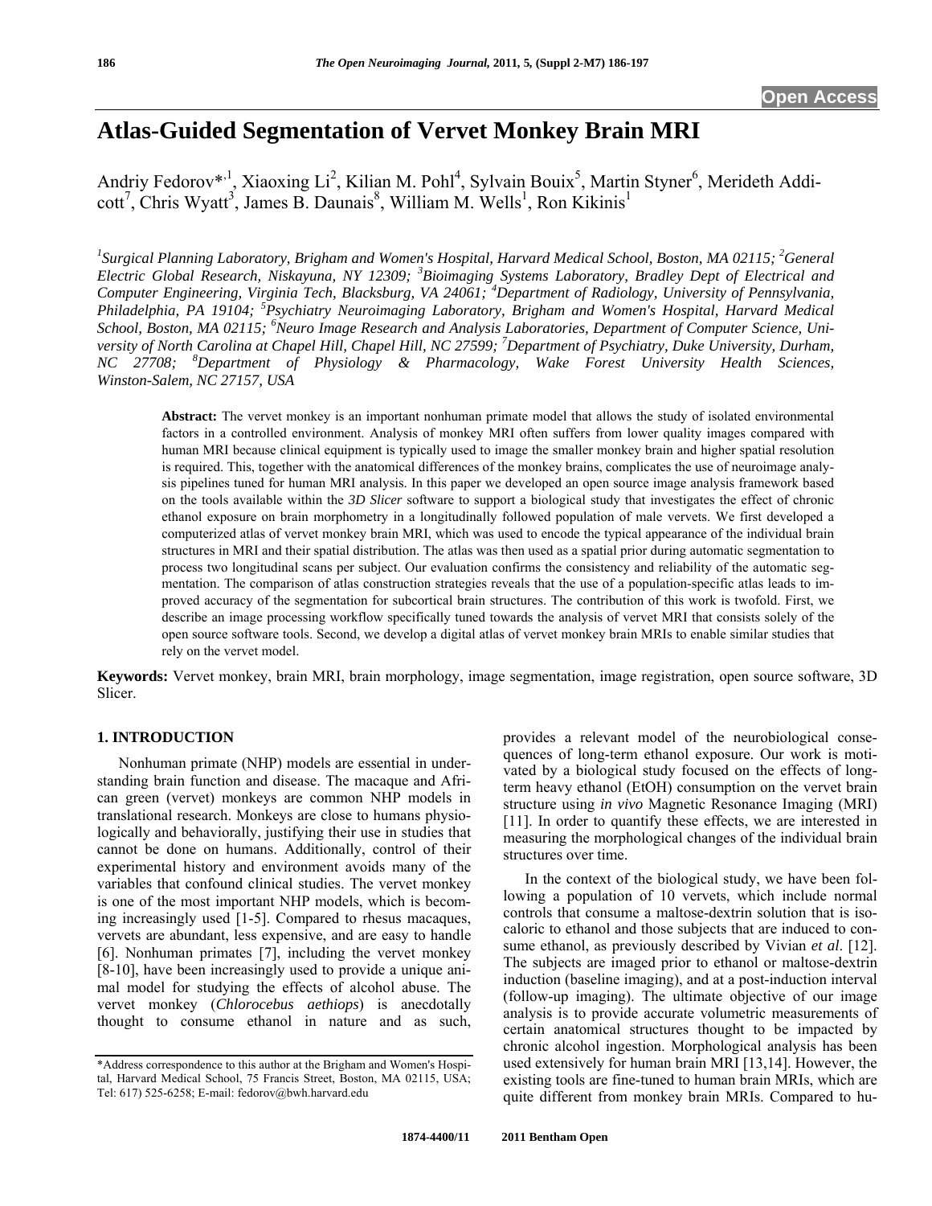# Atlas-Guided Segmentation of Vervet Monkey Brain MRI

Andriy Fedorov*[,1], Xiaoxing Li[2], Kilian M. Pohl[4], Sylvain Bouix[5], Martin Styner[6], Merideth Addicott[7], Chris Wyatt[3], James B. Daunais[8], William M. Wells[1], Ron Kikinis[1]

*[1]Surgical Planning Laboratory, Brigham and Women's Hospital, Harvard Medical School, Boston, MA 02115; [2]General Electric Global Research, Niskayuna, NY 12309; [3]Bioimaging Systems Laboratory, Bradley Dept of Electrical and Computer Engineering, Virginia Tech, Blacksburg, VA 24061; [4]Department of Radiology, University of Pennsylvania, Philadelphia, PA 19104; [5]Psychiatry Neuroimaging Laboratory, Brigham and Women's Hospital, Harvard Medical School, Boston, MA 02115; [6]Neuro Image Research and Analysis Laboratories, Department of Computer Science, University of North Carolina at Chapel Hill, Chapel Hill, NC 27599; [7]Department of Psychiatry, Duke University, Durham, NC 27708; [8]Department of Physiology & Pharmacology, Wake Forest University Health Sciences, Winston-Salem, NC 27157, USA*

**Abstract:** The vervet monkey is an important nonhuman primate model that allows the study of isolated environmental factors in a controlled environment. Analysis of monkey MRI often suffers from lower quality images compared with human MRI because clinical equipment is typically used to image the smaller monkey brain and higher spatial resolution is required. This, together with the anatomical differences of the monkey brains, complicates the use of neuroimage analysis pipelines tuned for human MRI analysis. In this paper we developed an open source image analysis framework based on the tools available within the *3D Slicer* software to support a biological study that investigates the effect of chronic ethanol exposure on brain morphometry in a longitudinally followed population of male vervets. We first developed a computerized atlas of vervet monkey brain MRI, which was used to encode the typical appearance of the individual brain structures in MRI and their spatial distribution. The atlas was then used as a spatial prior during automatic segmentation to process two longitudinal scans per subject. Our evaluation confirms the consistency and reliability of the automatic segmentation. The comparison of atlas construction strategies reveals that the use of a population-specific atlas leads to improved accuracy of the segmentation for subcortical brain structures. The contribution of this work is twofold. First, we describe an image processing workflow specifically tuned towards the analysis of vervet MRI that consists solely of the open source software tools. Second, we develop a digital atlas of vervet monkey brain MRIs to enable similar studies that rely on the vervet model.

**Keywords:** Vervet monkey, brain MRI, brain morphology, image segmentation, image registration, open source software, 3D Slicer.

## 1. INTRODUCTION

Nonhuman primate (NHP) models are essential in understanding brain function and disease. The macaque and African green (vervet) monkeys are common NHP models in translational research. Monkeys are close to humans physiologically and behaviorally, justifying their use in studies that cannot be done on humans. Additionally, control of their experimental history and environment avoids many of the variables that confound clinical studies. The vervet monkey is one of the most important NHP models, which is becoming increasingly used [1-5]. Compared to rhesus macaques, vervets are abundant, less expensive, and are easy to handle [6]. Nonhuman primates [7], including the vervet monkey [8-10], have been increasingly used to provide a unique animal model for studying the effects of alcohol abuse. The vervet monkey (*Chlorocebus aethiops*) is anecdotally thought to consume ethanol in nature and as such, provides a relevant model of the neurobiological consequences of long-term ethanol exposure. Our work is motivated by a biological study focused on the effects of long-term heavy ethanol (EtOH) consumption on the vervet brain structure using *in vivo* Magnetic Resonance Imaging (MRI) [11]. In order to quantify these effects, we are interested in measuring the morphological changes of the individual brain structures over time.

In the context of the biological study, we have been following a population of 10 vervets, which include normal controls that consume a maltose-dextrin solution that is isocaloric to ethanol and those subjects that are induced to consume ethanol, as previously described by Vivian *et al*. [12]. The subjects are imaged prior to ethanol or maltose-dextrin induction (baseline imaging), and at a post-induction interval (follow-up imaging). The ultimate objective of our image analysis is to provide accurate volumetric measurements of certain anatomical structures thought to be impacted by chronic alcohol ingestion. Morphological analysis has been used extensively for human brain MRI [13,14]. However, the existing tools are fine-tuned to human brain MRIs, which are quite different from monkey brain MRIs. Compared to hu-

*Address correspondence to this author at the Brigham and Women's Hospital, Harvard Medical School, 75 Francis Street, Boston, MA 02115, USA; Tel: 617) 525-6258; E-mail: fedorov@bwh.harvard.edu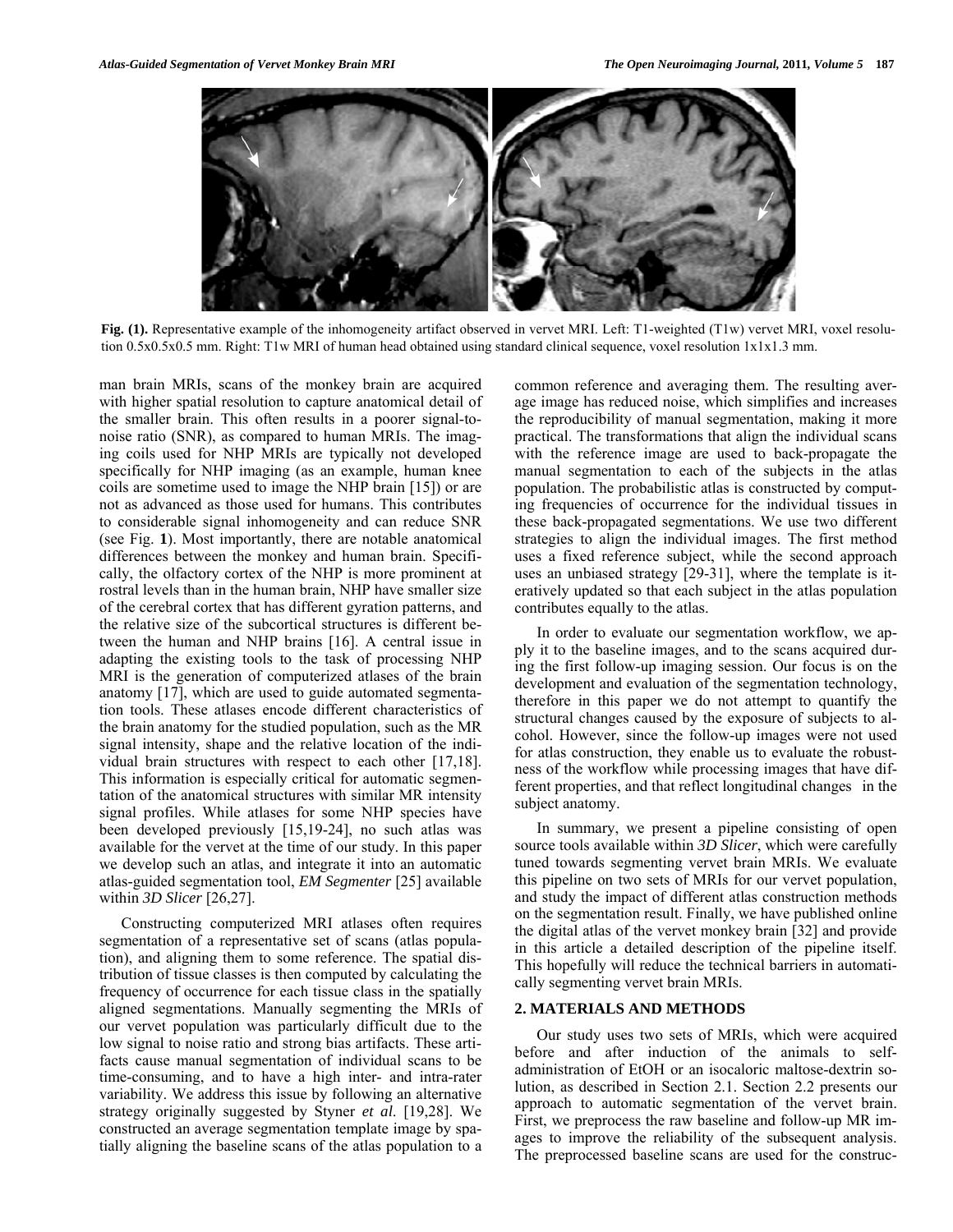**Fig. (1).** Representative example of the inhomogeneity artifact observed in vervet MRI. Left: T1-weighted (T1w) vervet MRI, voxel resolution 0.5x0.5x0.5 mm. Right: T1w MRI of human head obtained using standard clinical sequence, voxel resolution 1x1x1.3 mm.

man brain MRIs, scans of the monkey brain are acquired with higher spatial resolution to capture anatomical detail of the smaller brain. This often results in a poorer signal-to-noise ratio (SNR), as compared to human MRIs. The imaging coils used for NHP MRIs are typically not developed specifically for NHP imaging (as an example, human knee coils are sometime used to image the NHP brain [15]) or are not as advanced as those used for humans. This contributes to considerable signal inhomogeneity and can reduce SNR (see Fig. **1**). Most importantly, there are notable anatomical differences between the monkey and human brain. Specifically, the olfactory cortex of the NHP is more prominent at rostral levels than in the human brain, NHP have smaller size of the cerebral cortex that has different gyration patterns, and the relative size of the subcortical structures is different between the human and NHP brains [16]. A central issue in adapting the existing tools to the task of processing NHP MRI is the generation of computerized atlases of the brain anatomy [17], which are used to guide automated segmentation tools. These atlases encode different characteristics of the brain anatomy for the studied population, such as the MR signal intensity, shape and the relative location of the individual brain structures with respect to each other [17,18]. This information is especially critical for automatic segmentation of the anatomical structures with similar MR intensity signal profiles. While atlases for some NHP species have been developed previously [15,19-24], no such atlas was available for the vervet at the time of our study. In this paper we develop such an atlas, and integrate it into an automatic atlas-guided segmentation tool, *EM Segmenter* [25] available within *3D Slicer* [26,27].

Constructing computerized MRI atlases often requires segmentation of a representative set of scans (atlas population), and aligning them to some reference. The spatial distribution of tissue classes is then computed by calculating the frequency of occurrence for each tissue class in the spatially aligned segmentations. Manually segmenting the MRIs of our vervet population was particularly difficult due to the low signal to noise ratio and strong bias artifacts. These artifacts cause manual segmentation of individual scans to be time-consuming, and to have a high inter- and intra-rater variability. We address this issue by following an alternative strategy originally suggested by Styner *et al.* [19,28]. We constructed an average segmentation template image by spatially aligning the baseline scans of the atlas population to a common reference and averaging them. The resulting average image has reduced noise, which simplifies and increases the reproducibility of manual segmentation, making it more practical. The transformations that align the individual scans with the reference image are used to back-propagate the manual segmentation to each of the subjects in the atlas population. The probabilistic atlas is constructed by computing frequencies of occurrence for the individual tissues in these back-propagated segmentations. We use two different strategies to align the individual images. The first method uses a fixed reference subject, while the second approach uses an unbiased strategy [29-31], where the template is iteratively updated so that each subject in the atlas population contributes equally to the atlas.

In order to evaluate our segmentation workflow, we apply it to the baseline images, and to the scans acquired during the first follow-up imaging session. Our focus is on the development and evaluation of the segmentation technology, therefore in this paper we do not attempt to quantify the structural changes caused by the exposure of subjects to alcohol. However, since the follow-up images were not used for atlas construction, they enable us to evaluate the robustness of the workflow while processing images that have different properties, and that reflect longitudinal changes in the subject anatomy.

In summary, we present a pipeline consisting of open source tools available within *3D Slicer*, which were carefully tuned towards segmenting vervet brain MRIs. We evaluate this pipeline on two sets of MRIs for our vervet population, and study the impact of different atlas construction methods on the segmentation result. Finally, we have published online the digital atlas of the vervet monkey brain [32] and provide in this article a detailed description of the pipeline itself. This hopefully will reduce the technical barriers in automatically segmenting vervet brain MRIs.

## 2. MATERIALS AND METHODS

Our study uses two sets of MRIs, which were acquired before and after induction of the animals to self-administration of EtOH or an isocaloric maltose-dextrin solution, as described in Section 2.1. Section 2.2 presents our approach to automatic segmentation of the vervet brain. First, we preprocess the raw baseline and follow-up MR images to improve the reliability of the subsequent analysis. The preprocessed baseline scans are used for the construc-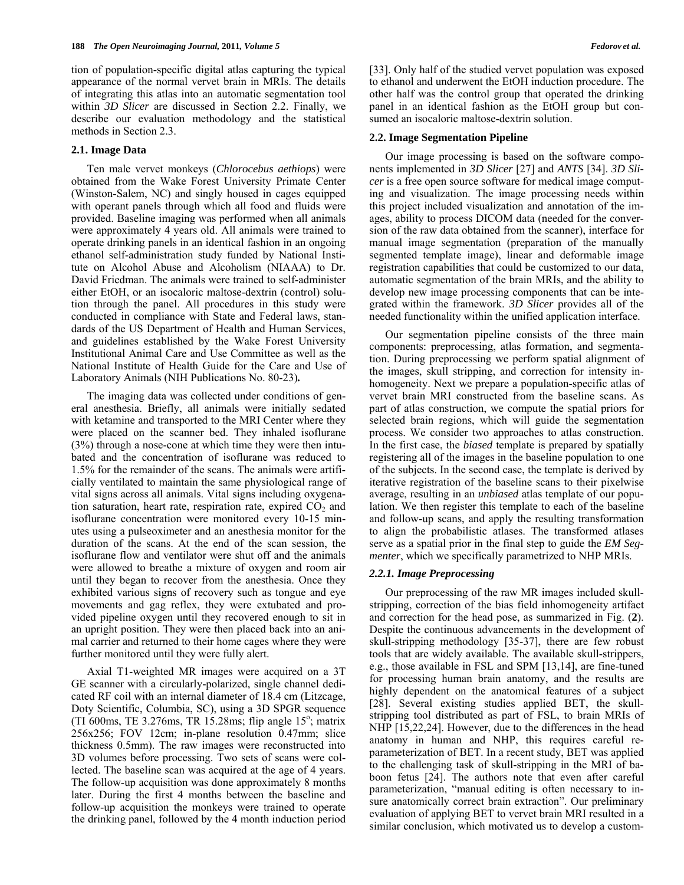tion of population-specific digital atlas capturing the typical appearance of the normal vervet brain in MRIs. The details of integrating this atlas into an automatic segmentation tool within *3D Slicer* are discussed in Section 2.2. Finally, we describe our evaluation methodology and the statistical methods in Section 2.3.

### 2.1. Image Data

Ten male vervet monkeys (*Chlorocebus aethiops*) were obtained from the Wake Forest University Primate Center (Winston-Salem, NC) and singly housed in cages equipped with operant panels through which all food and fluids were provided. Baseline imaging was performed when all animals were approximately 4 years old. All animals were trained to operate drinking panels in an identical fashion in an ongoing ethanol self-administration study funded by National Institute on Alcohol Abuse and Alcoholism (NIAAA) to Dr. David Friedman. The animals were trained to self-administer either EtOH, or an isocaloric maltose-dextrin (control) solution through the panel. All procedures in this study were conducted in compliance with State and Federal laws, standards of the US Department of Health and Human Services, and guidelines established by the Wake Forest University Institutional Animal Care and Use Committee as well as the National Institute of Health Guide for the Care and Use of Laboratory Animals (NIH Publications No. 80-23)**.**

The imaging data was collected under conditions of general anesthesia. Briefly, all animals were initially sedated with ketamine and transported to the MRI Center where they were placed on the scanner bed. They inhaled isoflurane (3%) through a nose-cone at which time they were then intubated and the concentration of isoflurane was reduced to 1.5% for the remainder of the scans. The animals were artificially ventilated to maintain the same physiological range of vital signs across all animals. Vital signs including oxygenation saturation, heart rate, respiration rate, expired $CO_2$ and isoflurane concentration were monitored every 10-15 minutes using a pulseoximeter and an anesthesia monitor for the duration of the scans. At the end of the scan session, the isoflurane flow and ventilator were shut off and the animals were allowed to breathe a mixture of oxygen and room air until they began to recover from the anesthesia. Once they exhibited various signs of recovery such as tongue and eye movements and gag reflex, they were extubated and provided pipeline oxygen until they recovered enough to sit in an upright position. They were then placed back into an animal carrier and returned to their home cages where they were further monitored until they were fully alert.

Axial T1-weighted MR images were acquired on a 3T GE scanner with a circularly-polarized, single channel dedicated RF coil with an internal diameter of 18.4 cm (Litzcage, Doty Scientific, Columbia, SC), using a 3D SPGR sequence (TI 600ms, TE 3.276ms, TR 15.28ms; flip angle $15^o$; matrix 256x256; FOV 12cm; in-plane resolution 0.47mm; slice thickness 0.5mm). The raw images were reconstructed into 3D volumes before processing. Two sets of scans were collected. The baseline scan was acquired at the age of 4 years. The follow-up acquisition was done approximately 8 months later. During the first 4 months between the baseline and follow-up acquisition the monkeys were trained to operate the drinking panel, followed by the 4 month induction period [33]. Only half of the studied vervet population was exposed to ethanol and underwent the EtOH induction procedure. The other half was the control group that operated the drinking panel in an identical fashion as the EtOH group but consumed an isocaloric maltose-dextrin solution.

### 2.2. Image Segmentation Pipeline

Our image processing is based on the software components implemented in *3D Slicer* [27] and *ANTS* [34]. *3D Slicer* is a free open source software for medical image computing and visualization. The image processing needs within this project included visualization and annotation of the images, ability to process DICOM data (needed for the conversion of the raw data obtained from the scanner), interface for manual image segmentation (preparation of the manually segmented template image), linear and deformable image registration capabilities that could be customized to our data, automatic segmentation of the brain MRIs, and the ability to develop new image processing components that can be integrated within the framework. *3D Slicer* provides all of the needed functionality within the unified application interface.

Our segmentation pipeline consists of the three main components: preprocessing, atlas formation, and segmentation. During preprocessing we perform spatial alignment of the images, skull stripping, and correction for intensity inhomogeneity. Next we prepare a population-specific atlas of vervet brain MRI constructed from the baseline scans. As part of atlas construction, we compute the spatial priors for selected brain regions, which will guide the segmentation process. We consider two approaches to atlas construction. In the first case, the *biased* template is prepared by spatially registering all of the images in the baseline population to one of the subjects. In the second case, the template is derived by iterative registration of the baseline scans to their pixelwise average, resulting in an *unbiased* atlas template of our population. We then register this template to each of the baseline and follow-up scans, and apply the resulting transformation to align the probabilistic atlases. The transformed atlases serve as a spatial prior in the final step to guide the *EM Segmenter*, which we specifically parametrized to NHP MRIs.

#### *2.2.1. Image Preprocessing*

Our preprocessing of the raw MR images included skull-stripping, correction of the bias field inhomogeneity artifact and correction for the head pose, as summarized in Fig. (**2**). Despite the continuous advancements in the development of skull-stripping methodology [35-37], there are few robust tools that are widely available. The available skull-strippers, e.g., those available in FSL and SPM [13,14], are fine-tuned for processing human brain anatomy, and the results are highly dependent on the anatomical features of a subject [28]. Several existing studies applied BET, the skull-stripping tool distributed as part of FSL, to brain MRIs of NHP [15,22,24]. However, due to the differences in the head anatomy in human and NHP, this requires careful re-parameterization of BET. In a recent study, BET was applied to the challenging task of skull-stripping in the MRI of baboon fetus [24]. The authors note that even after careful parameterization, "manual editing is often necessary to insure anatomically correct brain extraction". Our preliminary evaluation of applying BET to vervet brain MRI resulted in a similar conclusion, which motivated us to develop a custom-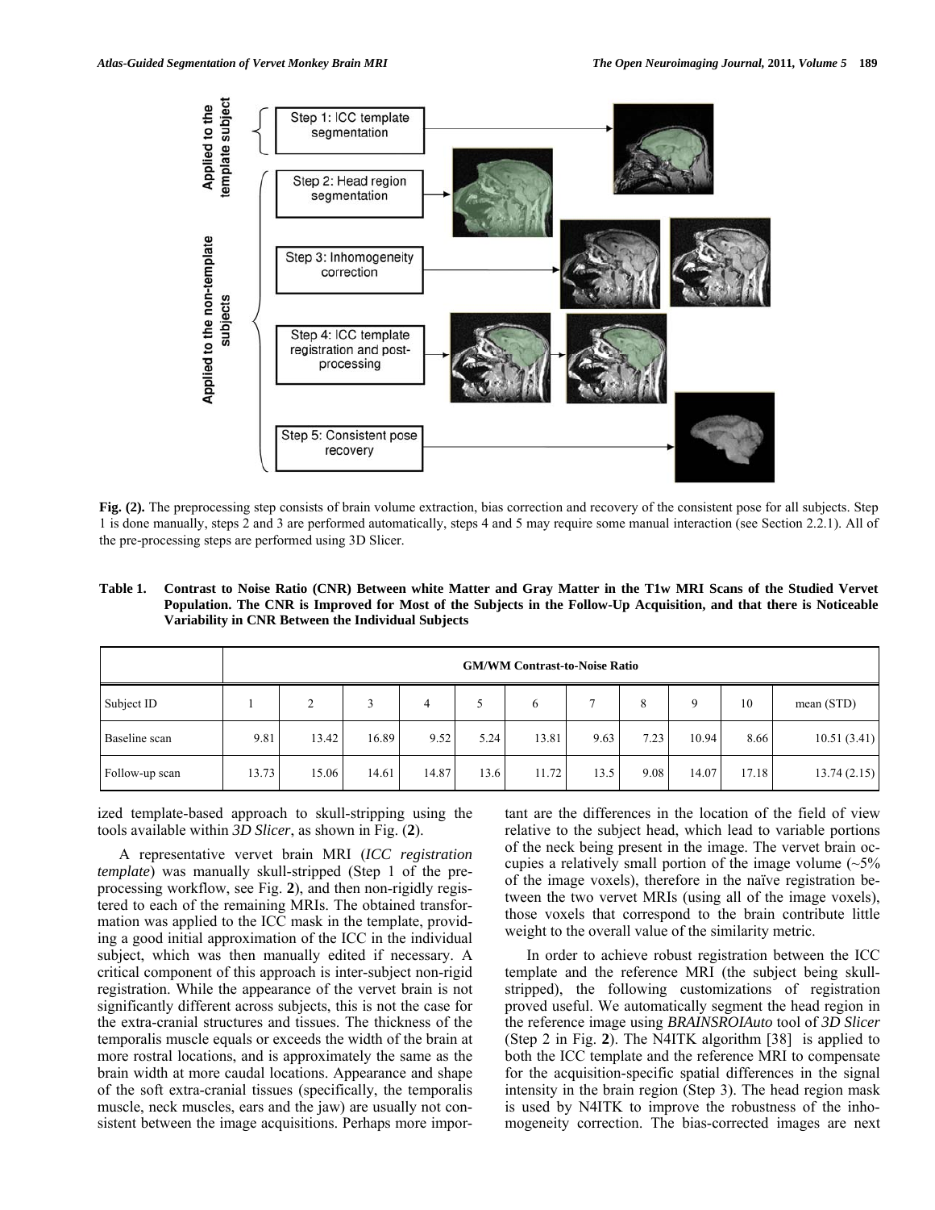**Fig. (2).** The preprocessing step consists of brain volume extraction, bias correction and recovery of the consistent pose for all subjects. Step 1 is done manually, steps 2 and 3 are performed automatically, steps 4 and 5 may require some manual interaction (see Section 2.2.1). All of the pre-processing steps are performed using 3D Slicer.

**Table 1. Contrast to Noise Ratio (CNR) Between white Matter and Gray Matter in the T1w MRI Scans of the Studied Vervet Population. The CNR is Improved for Most of the Subjects in the Follow-Up Acquisition, and that there is Noticeable Variability in CNR Between the Individual Subjects**

| | GM/WM Contrast-to-Noise Ratio | | | | | | | | | | |
|---|---|---|---|---|---|---|---|---|---|---|---|
| Subject ID | 1 | 2 | 3 | 4 | 5 | 6 | 7 | 8 | 9 | 10 | mean (STD) |
| Baseline scan | 9.81 | 13.42 | 16.89 | 9.52 | 5.24 | 13.81 | 9.63 | 7.23 | 10.94 | 8.66 | 10.51 (3.41) |
| Follow-up scan | 13.73 | 15.06 | 14.61 | 14.87 | 13.6 | 11.72 | 13.5 | 9.08 | 14.07 | 17.18 | 13.74 (2.15) |

ized template-based approach to skull-stripping using the tools available within *3D Slicer*, as shown in Fig. (**2**).

A representative vervet brain MRI (*ICC registration template*) was manually skull-stripped (Step 1 of the preprocessing workflow, see Fig. **2**), and then non-rigidly registered to each of the remaining MRIs. The obtained transformation was applied to the ICC mask in the template, providing a good initial approximation of the ICC in the individual subject, which was then manually edited if necessary. A critical component of this approach is inter-subject non-rigid registration. While the appearance of the vervet brain is not significantly different across subjects, this is not the case for the extra-cranial structures and tissues. The thickness of the temporalis muscle equals or exceeds the width of the brain at more rostral locations, and is approximately the same as the brain width at more caudal locations. Appearance and shape of the soft extra-cranial tissues (specifically, the temporalis muscle, neck muscles, ears and the jaw) are usually not consistent between the image acquisitions. Perhaps more important are the differences in the location of the field of view relative to the subject head, which lead to variable portions of the neck being present in the image. The vervet brain occupies a relatively small portion of the image volume (~5% of the image voxels), therefore in the naïve registration between the two vervet MRIs (using all of the image voxels), those voxels that correspond to the brain contribute little weight to the overall value of the similarity metric.

In order to achieve robust registration between the ICC template and the reference MRI (the subject being skull-stripped), the following customizations of registration proved useful. We automatically segment the head region in the reference image using *BRAINSROIAuto* tool of *3D Slicer* (Step 2 in Fig. **2**). The N4ITK algorithm [38] is applied to both the ICC template and the reference MRI to compensate for the acquisition-specific spatial differences in the signal intensity in the brain region (Step 3). The head region mask is used by N4ITK to improve the robustness of the inhomogeneity correction. The bias-corrected images are next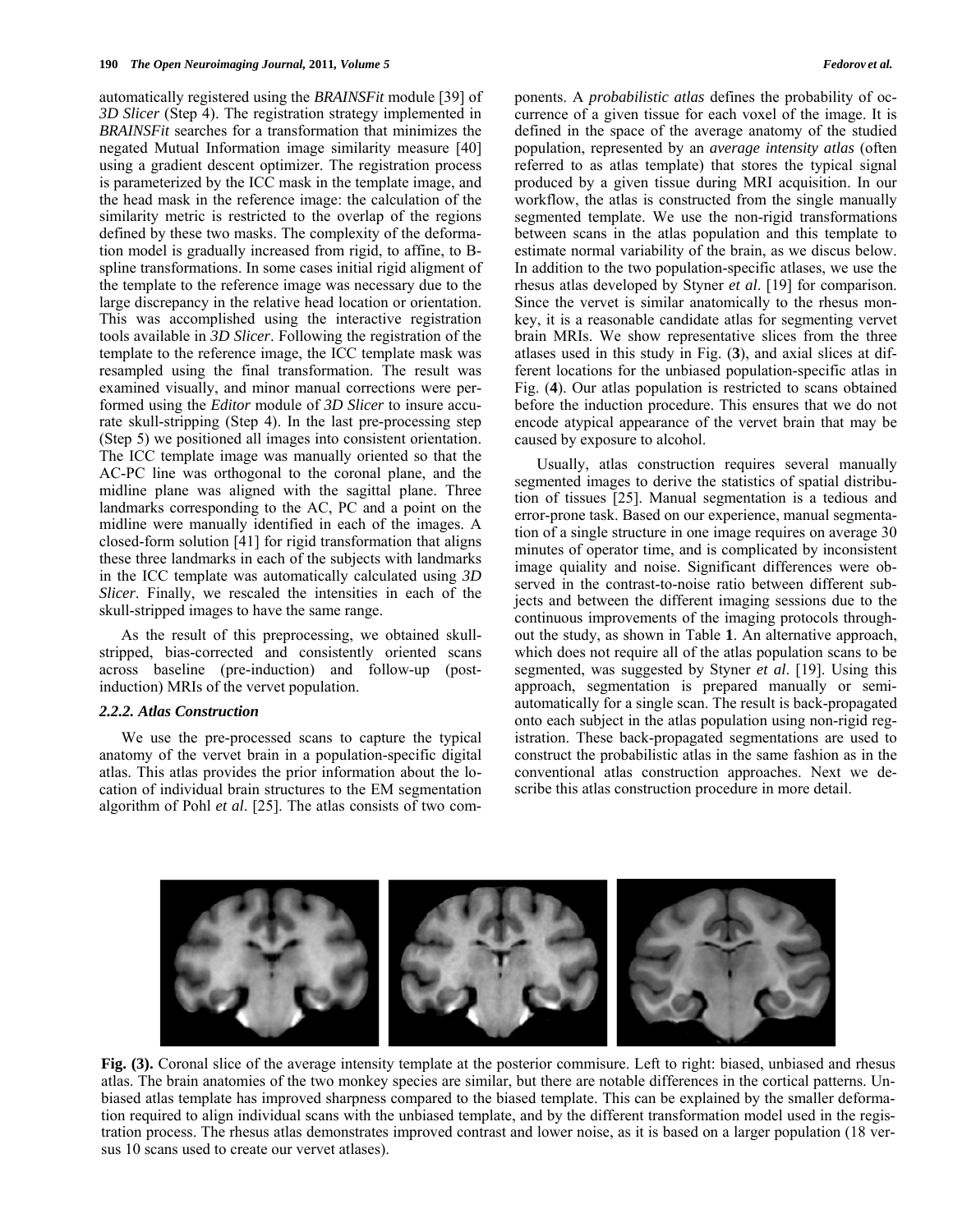automatically registered using the *BRAINSFit* module [39] of *3D Slicer* (Step 4). The registration strategy implemented in *BRAINSFit* searches for a transformation that minimizes the negated Mutual Information image similarity measure [40] using a gradient descent optimizer. The registration process is parameterized by the ICC mask in the template image, and the head mask in the reference image: the calculation of the similarity metric is restricted to the overlap of the regions defined by these two masks. The complexity of the deformation model is gradually increased from rigid, to affine, to B-spline transformations. In some cases initial rigid aligment of the template to the reference image was necessary due to the large discrepancy in the relative head location or orientation. This was accomplished using the interactive registration tools available in *3D Slicer*. Following the registration of the template to the reference image, the ICC template mask was resampled using the final transformation. The result was examined visually, and minor manual corrections were performed using the *Editor* module of *3D Slicer* to insure accurate skull-stripping (Step 4). In the last pre-processing step (Step 5) we positioned all images into consistent orientation. The ICC template image was manually oriented so that the AC-PC line was orthogonal to the coronal plane, and the midline plane was aligned with the sagittal plane. Three landmarks corresponding to the AC, PC and a point on the midline were manually identified in each of the images. A closed-form solution [41] for rigid transformation that aligns these three landmarks in each of the subjects with landmarks in the ICC template was automatically calculated using *3D Slicer*. Finally, we rescaled the intensities in each of the skull-stripped images to have the same range.

As the result of this preprocessing, we obtained skull-stripped, bias-corrected and consistently oriented scans across baseline (pre-induction) and follow-up (post-induction) MRIs of the vervet population.

### 2.2.2. Atlas Construction

We use the pre-processed scans to capture the typical anatomy of the vervet brain in a population-specific digital atlas. This atlas provides the prior information about the location of individual brain structures to the EM segmentation algorithm of Pohl *et al*. [25]. The atlas consists of two components. A *probabilistic atlas* defines the probability of occurrence of a given tissue for each voxel of the image. It is defined in the space of the average anatomy of the studied population, represented by an *average intensity atlas* (often referred to as atlas template) that stores the typical signal produced by a given tissue during MRI acquisition. In our workflow, the atlas is constructed from the single manually segmented template. We use the non-rigid transformations between scans in the atlas population and this template to estimate normal variability of the brain, as we discus below. In addition to the two population-specific atlases, we use the rhesus atlas developed by Styner *et al*. [19] for comparison. Since the vervet is similar anatomically to the rhesus monkey, it is a reasonable candidate atlas for segmenting vervet brain MRIs. We show representative slices from the three atlases used in this study in Fig. (**3**), and axial slices at different locations for the unbiased population-specific atlas in Fig. (**4**). Our atlas population is restricted to scans obtained before the induction procedure. This ensures that we do not encode atypical appearance of the vervet brain that may be caused by exposure to alcohol.

Usually, atlas construction requires several manually segmented images to derive the statistics of spatial distribution of tissues [25]. Manual segmentation is a tedious and error-prone task. Based on our experience, manual segmentation of a single structure in one image requires on average 30 minutes of operator time, and is complicated by inconsistent image quiality and noise. Significant differences were observed in the contrast-to-noise ratio between different subjects and between the different imaging sessions due to the continuous improvements of the imaging protocols throughout the study, as shown in Table **1**. An alternative approach, which does not require all of the atlas population scans to be segmented, was suggested by Styner *et al*. [19]. Using this approach, segmentation is prepared manually or semi-automatically for a single scan. The result is back-propagated onto each subject in the atlas population using non-rigid registration. These back-propagated segmentations are used to construct the probabilistic atlas in the same fashion as in the conventional atlas construction approaches. Next we describe this atlas construction procedure in more detail.

**Fig. (3).** Coronal slice of the average intensity template at the posterior commisure. Left to right: biased, unbiased and rhesus atlas. The brain anatomies of the two monkey species are similar, but there are notable differences in the cortical patterns. Unbiased atlas template has improved sharpness compared to the biased template. This can be explained by the smaller deformation required to align individual scans with the unbiased template, and by the different transformation model used in the registration process. The rhesus atlas demonstrates improved contrast and lower noise, as it is based on a larger population (18 versus 10 scans used to create our vervet atlases).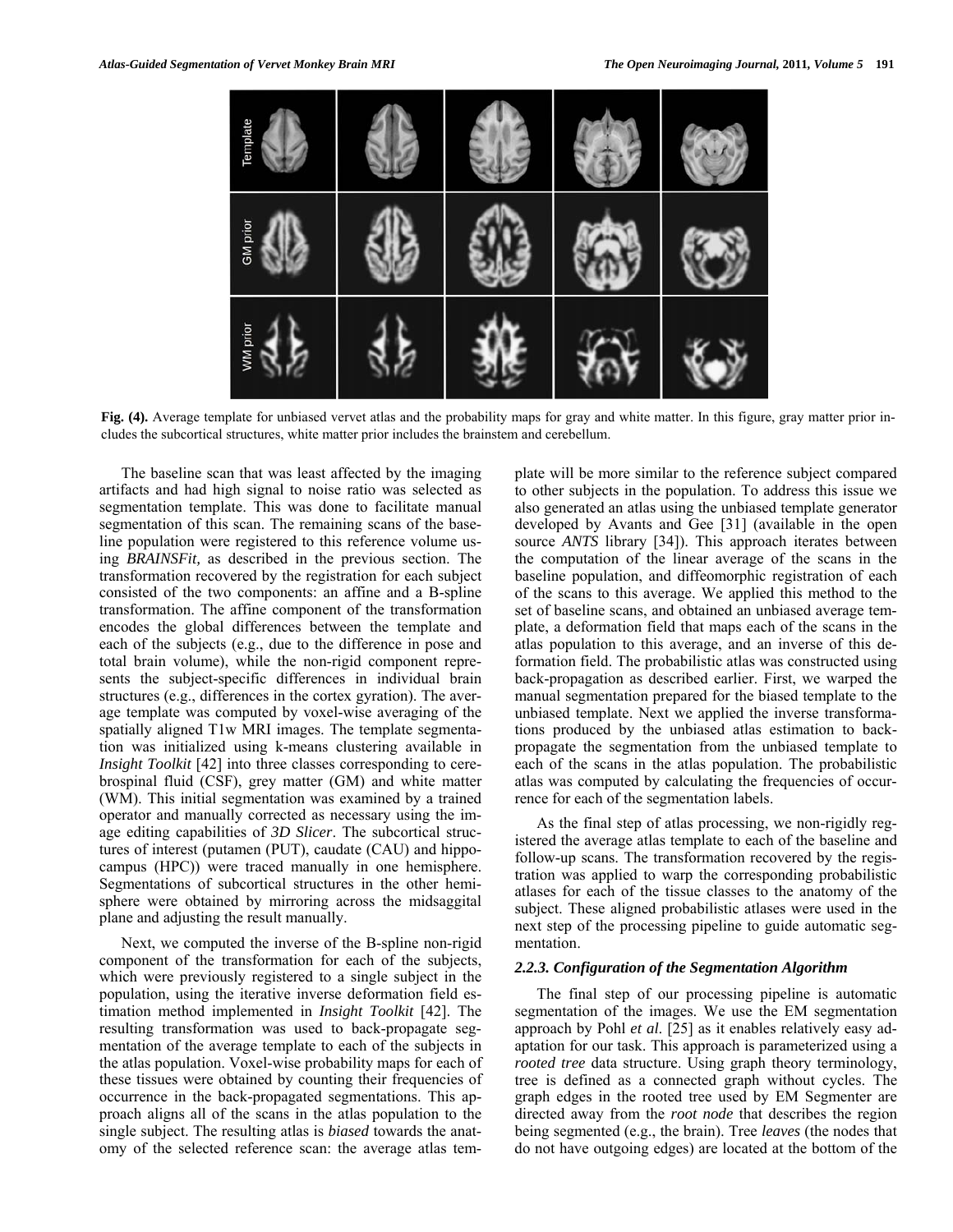Fig. (4). Average template for unbiased vervet atlas and the probability maps for gray and white matter. In this figure, gray matter prior includes the subcortical structures, white matter prior includes the brainstem and cerebellum.

The baseline scan that was least affected by the imaging artifacts and had high signal to noise ratio was selected as segmentation template. This was done to facilitate manual segmentation of this scan. The remaining scans of the baseline population were registered to this reference volume using *BRAINSFit,* as described in the previous section. The transformation recovered by the registration for each subject consisted of the two components: an affine and a B-spline transformation. The affine component of the transformation encodes the global differences between the template and each of the subjects (e.g., due to the difference in pose and total brain volume), while the non-rigid component represents the subject-specific differences in individual brain structures (e.g., differences in the cortex gyration). The average template was computed by voxel-wise averaging of the spatially aligned T1w MRI images. The template segmentation was initialized using k-means clustering available in *Insight Toolkit* [42] into three classes corresponding to cerebrospinal fluid (CSF), grey matter (GM) and white matter (WM). This initial segmentation was examined by a trained operator and manually corrected as necessary using the image editing capabilities of *3D Slicer*. The subcortical structures of interest (putamen (PUT), caudate (CAU) and hippocampus (HPC)) were traced manually in one hemisphere. Segmentations of subcortical structures in the other hemisphere were obtained by mirroring across the midsaggital plane and adjusting the result manually.

Next, we computed the inverse of the B-spline non-rigid component of the transformation for each of the subjects, which were previously registered to a single subject in the population, using the iterative inverse deformation field estimation method implemented in *Insight Toolkit* [42]. The resulting transformation was used to back-propagate segmentation of the average template to each of the subjects in the atlas population. Voxel-wise probability maps for each of these tissues were obtained by counting their frequencies of occurrence in the back-propagated segmentations. This approach aligns all of the scans in the atlas population to the single subject. The resulting atlas is *biased* towards the anatomy of the selected reference scan: the average atlas template will be more similar to the reference subject compared to other subjects in the population. To address this issue we also generated an atlas using the unbiased template generator developed by Avants and Gee [31] (available in the open source *ANTS* library [34]). This approach iterates between the computation of the linear average of the scans in the baseline population, and diffeomorphic registration of each of the scans to this average. We applied this method to the set of baseline scans, and obtained an unbiased average template, a deformation field that maps each of the scans in the atlas population to this average, and an inverse of this deformation field. The probabilistic atlas was constructed using back-propagation as described earlier. First, we warped the manual segmentation prepared for the biased template to the unbiased template. Next we applied the inverse transformations produced by the unbiased atlas estimation to back-propagate the segmentation from the unbiased template to each of the scans in the atlas population. The probabilistic atlas was computed by calculating the frequencies of occurrence for each of the segmentation labels.

As the final step of atlas processing, we non-rigidly registered the average atlas template to each of the baseline and follow-up scans. The transformation recovered by the registration was applied to warp the corresponding probabilistic atlases for each of the tissue classes to the anatomy of the subject. These aligned probabilistic atlases were used in the next step of the processing pipeline to guide automatic segmentation.

### 2.2.3. Configuration of the Segmentation Algorithm

The final step of our processing pipeline is automatic segmentation of the images. We use the EM segmentation approach by Pohl *et al*. [25] as it enables relatively easy adaptation for our task. This approach is parameterized using a *rooted tree* data structure. Using graph theory terminology, tree is defined as a connected graph without cycles. The graph edges in the rooted tree used by EM Segmenter are directed away from the *root node* that describes the region being segmented (e.g., the brain). Tree *leaves* (the nodes that do not have outgoing edges) are located at the bottom of the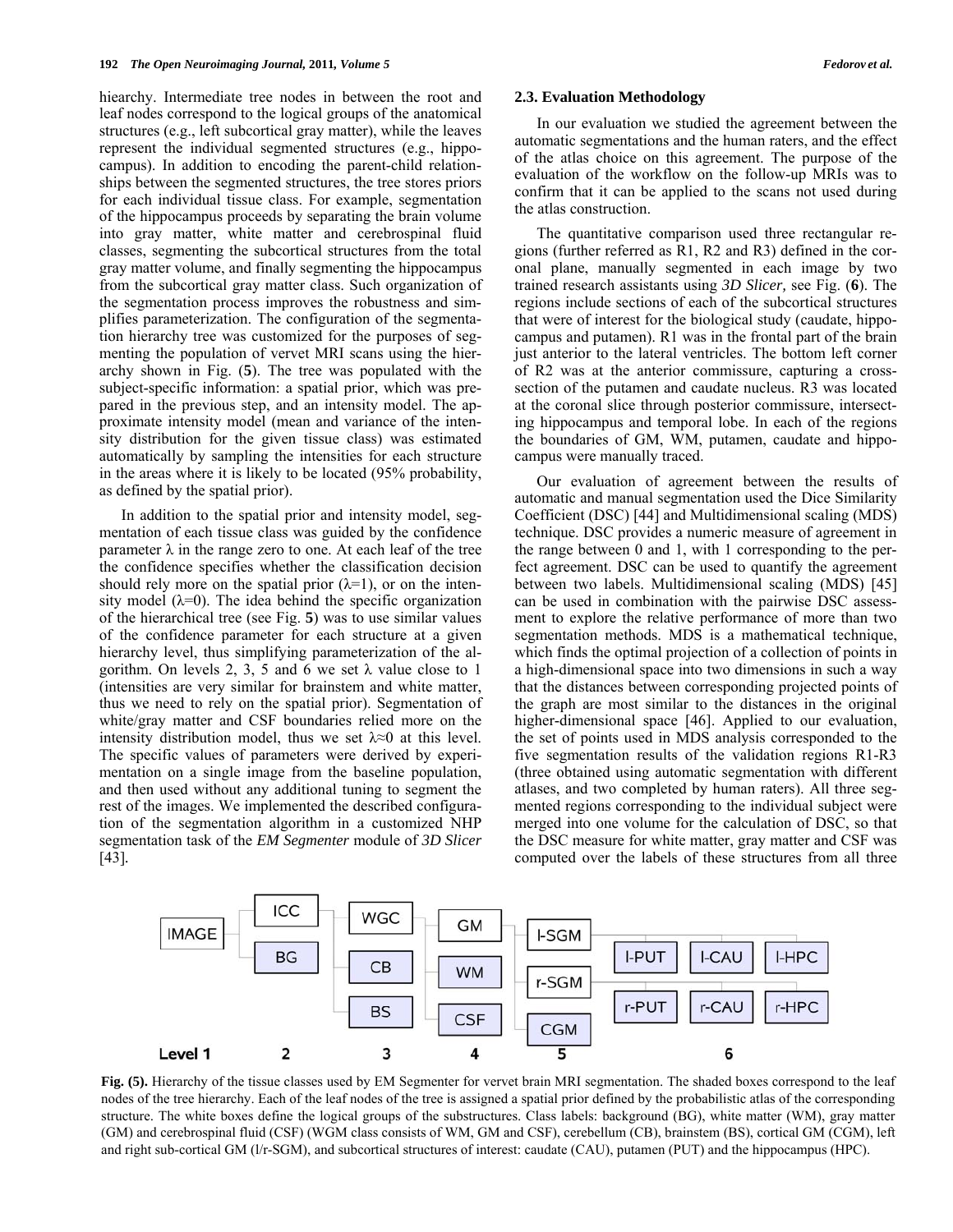hierarchy. Intermediate tree nodes in between the root and leaf nodes correspond to the logical groups of the anatomical structures (e.g., left subcortical gray matter), while the leaves represent the individual segmented structures (e.g., hippocampus). In addition to encoding the parent-child relationships between the segmented structures, the tree stores priors for each individual tissue class. For example, segmentation of the hippocampus proceeds by separating the brain volume into gray matter, white matter and cerebrospinal fluid classes, segmenting the subcortical structures from the total gray matter volume, and finally segmenting the hippocampus from the subcortical gray matter class. Such organization of the segmentation process improves the robustness and simplifies parameterization. The configuration of the segmentation hierarchy tree was customized for the purposes of segmenting the population of vervet MRI scans using the hierarchy shown in Fig. (**5**). The tree was populated with the subject-specific information: a spatial prior, which was prepared in the previous step, and an intensity model. The approximate intensity model (mean and variance of the intensity distribution for the given tissue class) was estimated automatically by sampling the intensities for each structure in the areas where it is likely to be located (95% probability, as defined by the spatial prior).

In addition to the spatial prior and intensity model, segmentation of each tissue class was guided by the confidence parameter $\lambda$ in the range zero to one. At each leaf of the tree the confidence specifies whether the classification decision should rely more on the spatial prior ($\lambda$=1), or on the intensity model ($\lambda$=0). The idea behind the specific organization of the hierarchical tree (see Fig. **5**) was to use similar values of the confidence parameter for each structure at a given hierarchy level, thus simplifying parameterization of the algorithm. On levels 2, 3, 5 and 6 we set $\lambda$ value close to 1 (intensities are very similar for brainstem and white matter, thus we need to rely on the spatial prior). Segmentation of white/gray matter and CSF boundaries relied more on the intensity distribution model, thus we set $\lambda \approx 0$ at this level. The specific values of parameters were derived by experimentation on a single image from the baseline population, and then used without any additional tuning to segment the rest of the images. We implemented the described configuration of the segmentation algorithm in a customized NHP segmentation task of the *EM Segmenter* module of *3D Slicer* [43].

## 2.3. Evaluation Methodology

In our evaluation we studied the agreement between the automatic segmentations and the human raters, and the effect of the atlas choice on this agreement. The purpose of the evaluation of the workflow on the follow-up MRIs was to confirm that it can be applied to the scans not used during the atlas construction.

The quantitative comparison used three rectangular regions (further referred as R1, R2 and R3) defined in the coronal plane, manually segmented in each image by two trained research assistants using *3D Slicer,* see Fig. (**6**). The regions include sections of each of the subcortical structures that were of interest for the biological study (caudate, hippocampus and putamen). R1 was in the frontal part of the brain just anterior to the lateral ventricles. The bottom left corner of R2 was at the anterior commissure, capturing a cross-section of the putamen and caudate nucleus. R3 was located at the coronal slice through posterior commissure, intersecting hippocampus and temporal lobe. In each of the regions the boundaries of GM, WM, putamen, caudate and hippocampus were manually traced.

Our evaluation of agreement between the results of automatic and manual segmentation used the Dice Similarity Coefficient (DSC) [44] and Multidimensional scaling (MDS) technique. DSC provides a numeric measure of agreement in the range between 0 and 1, with 1 corresponding to the perfect agreement. DSC can be used to quantify the agreement between two labels. Multidimensional scaling (MDS) [45] can be used in combination with the pairwise DSC assessment to explore the relative performance of more than two segmentation methods. MDS is a mathematical technique, which finds the optimal projection of a collection of points in a high-dimensional space into two dimensions in such a way that the distances between corresponding projected points of the graph are most similar to the distances in the original higher-dimensional space [46]. Applied to our evaluation, the set of points used in MDS analysis corresponded to the five segmentation results of the validation regions R1-R3 (three obtained using automatic segmentation with different atlases, and two completed by human raters). All three segmented regions corresponding to the individual subject were merged into one volume for the calculation of DSC, so that the DSC measure for white matter, gray matter and CSF was computed over the labels of these structures from all three

**Fig. (5).** Hierarchy of the tissue classes used by EM Segmenter for vervet brain MRI segmentation. The shaded boxes correspond to the leaf nodes of the tree hierarchy. Each of the leaf nodes of the tree is assigned a spatial prior defined by the probabilistic atlas of the corresponding structure. The white boxes define the logical groups of the substructures. Class labels: background (BG), white matter (WM), gray matter (GM) and cerebrospinal fluid (CSF) (WGM class consists of WM, GM and CSF), cerebellum (CB), brainstem (BS), cortical GM (CGM), left and right sub-cortical GM (l/r-SGM), and subcortical structures of interest: caudate (CAU), putamen (PUT) and the hippocampus (HPC).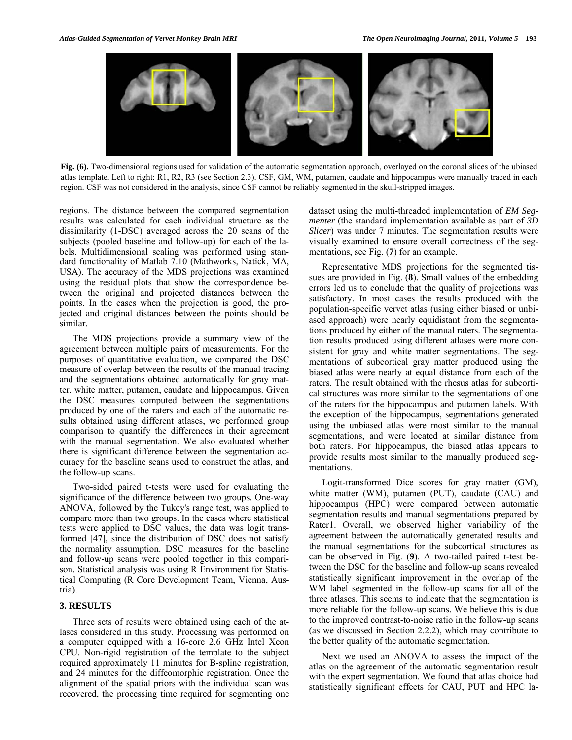**Fig. (6).** Two-dimensional regions used for validation of the automatic segmentation approach, overlayed on the coronal slices of the ubiased atlas template. Left to right: R1, R2, R3 (see Section 2.3). CSF, GM, WM, putamen, caudate and hippocampus were manually traced in each region. CSF was not considered in the analysis, since CSF cannot be reliably segmented in the skull-stripped images.

regions. The distance between the compared segmentation results was calculated for each individual structure as the dissimilarity (1-DSC) averaged across the 20 scans of the subjects (pooled baseline and follow-up) for each of the labels. Multidimensional scaling was performed using standard functionality of Matlab 7.10 (Mathworks, Natick, MA, USA). The accuracy of the MDS projections was examined using the residual plots that show the correspondence between the original and projected distances between the points. In the cases when the projection is good, the projected and original distances between the points should be similar.

The MDS projections provide a summary view of the agreement between multiple pairs of measurements. For the purposes of quantitative evaluation, we compared the DSC measure of overlap between the results of the manual tracing and the segmentations obtained automatically for gray matter, white matter, putamen, caudate and hippocampus. Given the DSC measures computed between the segmentations produced by one of the raters and each of the automatic results obtained using different atlases, we performed group comparison to quantify the differences in their agreement with the manual segmentation. We also evaluated whether there is significant difference between the segmentation accuracy for the baseline scans used to construct the atlas, and the follow-up scans.

Two-sided paired t-tests were used for evaluating the significance of the difference between two groups. One-way ANOVA, followed by the Tukey's range test, was applied to compare more than two groups. In the cases where statistical tests were applied to DSC values, the data was logit transformed [47], since the distribution of DSC does not satisfy the normality assumption. DSC measures for the baseline and follow-up scans were pooled together in this comparison. Statistical analysis was using R Environment for Statistical Computing (R Core Development Team, Vienna, Austria).

## 3. RESULTS

Three sets of results were obtained using each of the atlases considered in this study. Processing was performed on a computer equipped with a 16-core 2.6 GHz Intel Xeon CPU. Non-rigid registration of the template to the subject required approximately 11 minutes for B-spline registration, and 24 minutes for the diffeomorphic registration. Once the alignment of the spatial priors with the individual scan was recovered, the processing time required for segmenting one dataset using the multi-threaded implementation of *EM Segmenter* (the standard implementation available as part of *3D Slicer*) was under 7 minutes. The segmentation results were visually examined to ensure overall correctness of the segmentations, see Fig. (**7**) for an example.

Representative MDS projections for the segmented tissues are provided in Fig. (**8**). Small values of the embedding errors led us to conclude that the quality of projections was satisfactory. In most cases the results produced with the population-specific vervet atlas (using either biased or unbiased approach) were nearly equidistant from the segmentations produced by either of the manual raters. The segmentation results produced using different atlases were more consistent for gray and white matter segmentations. The segmentations of subcortical gray matter produced using the biased atlas were nearly at equal distance from each of the raters. The result obtained with the rhesus atlas for subcortical structures was more similar to the segmentations of one of the raters for the hippocampus and putamen labels. With the exception of the hippocampus, segmentations generated using the unbiased atlas were most similar to the manual segmentations, and were located at similar distance from both raters. For hippocampus, the biased atlas appears to provide results most similar to the manually produced segmentations.

Logit-transformed Dice scores for gray matter (GM), white matter (WM), putamen (PUT), caudate (CAU) and hippocampus (HPC) were compared between automatic segmentation results and manual segmentations prepared by Rater1. Overall, we observed higher variability of the agreement between the automatically generated results and the manual segmentations for the subcortical structures as can be observed in Fig. (**9**). A two-tailed paired t-test between the DSC for the baseline and follow-up scans revealed statistically significant improvement in the overlap of the WM label segmented in the follow-up scans for all of the three atlases. This seems to indicate that the segmentation is more reliable for the follow-up scans. We believe this is due to the improved contrast-to-noise ratio in the follow-up scans (as we discussed in Section 2.2.2), which may contribute to the better quality of the automatic segmentation.

Next we used an ANOVA to assess the impact of the atlas on the agreement of the automatic segmentation result with the expert segmentation. We found that atlas choice had statistically significant effects for CAU, PUT and HPC la-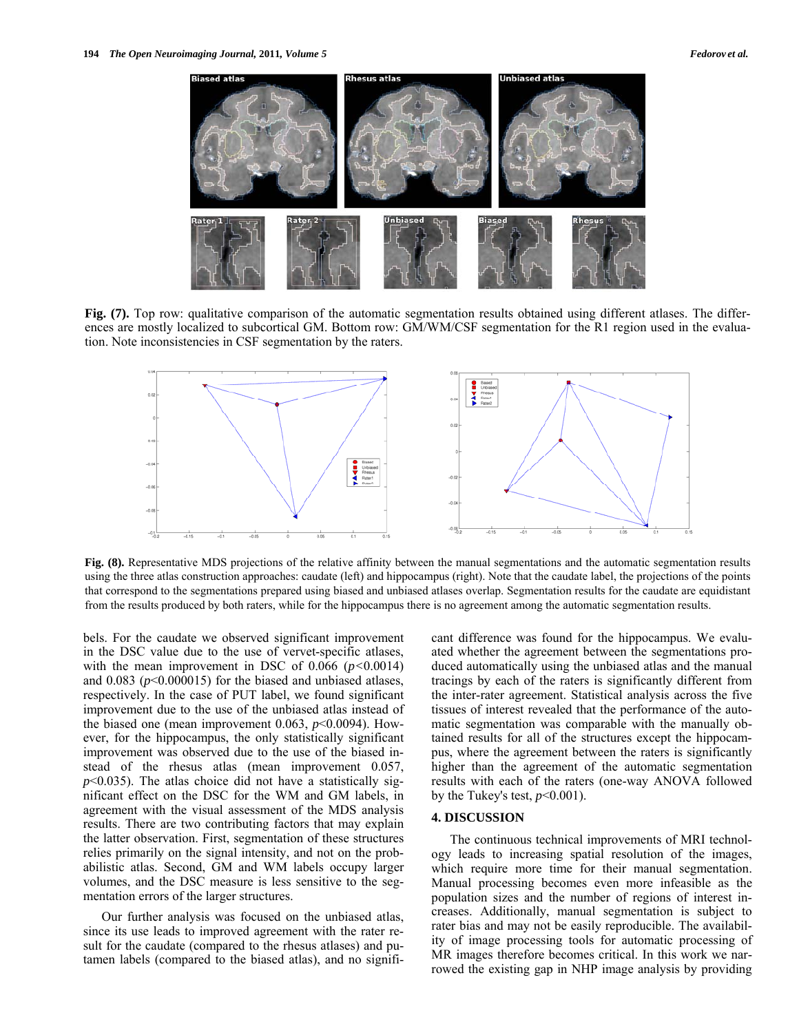Fig. (7). Top row: qualitative comparison of the automatic segmentation results obtained using different atlases. The differences are mostly localized to subcortical GM. Bottom row: GM/WM/CSF segmentation for the R1 region used in the evaluation. Note inconsistencies in CSF segmentation by the raters.

Fig. (8). Representative MDS projections of the relative affinity between the manual segmentations and the automatic segmentation results using the three atlas construction approaches: caudate (left) and hippocampus (right). Note that the caudate label, the projections of the points that correspond to the segmentations prepared using biased and unbiased atlases overlap. Segmentation results for the caudate are equidistant from the results produced by both raters, while for the hippocampus there is no agreement among the automatic segmentation results.

bels. For the caudate we observed significant improvement in the DSC value due to the use of vervet-specific atlases, with the mean improvement in DSC of 0.066 ($p<0.0014$) and 0.083 ($p<0.000015$) for the biased and unbiased atlases, respectively. In the case of PUT label, we found significant improvement due to the use of the unbiased atlas instead of the biased one (mean improvement 0.063, $p<0.0094$). However, for the hippocampus, the only statistically significant improvement was observed due to the use of the biased instead of the rhesus atlas (mean improvement 0.057, $p<0.035$). The atlas choice did not have a statistically significant effect on the DSC for the WM and GM labels, in agreement with the visual assessment of the MDS analysis results. There are two contributing factors that may explain the latter observation. First, segmentation of these structures relies primarily on the signal intensity, and not on the probabilistic atlas. Second, GM and WM labels occupy larger volumes, and the DSC measure is less sensitive to the segmentation errors of the larger structures.

Our further analysis was focused on the unbiased atlas, since its use leads to improved agreement with the rater result for the caudate (compared to the rhesus atlases) and putamen labels (compared to the biased atlas), and no significant difference was found for the hippocampus. We evaluated whether the agreement between the segmentations produced automatically using the unbiased atlas and the manual tracings by each of the raters is significantly different from the inter-rater agreement. Statistical analysis across the five tissues of interest revealed that the performance of the automatic segmentation was comparable with the manually obtained results for all of the structures except the hippocampus, where the agreement between the raters is significantly higher than the agreement of the automatic segmentation results with each of the raters (one-way ANOVA followed by the Tukey's test, $p<0.001$).

## 4. DISCUSSION

The continuous technical improvements of MRI technology leads to increasing spatial resolution of the images, which require more time for their manual segmentation. Manual processing becomes even more infeasible as the population sizes and the number of regions of interest increases. Additionally, manual segmentation is subject to rater bias and may not be easily reproducible. The availability of image processing tools for automatic processing of MR images therefore becomes critical. In this work we narrowed the existing gap in NHP image analysis by providing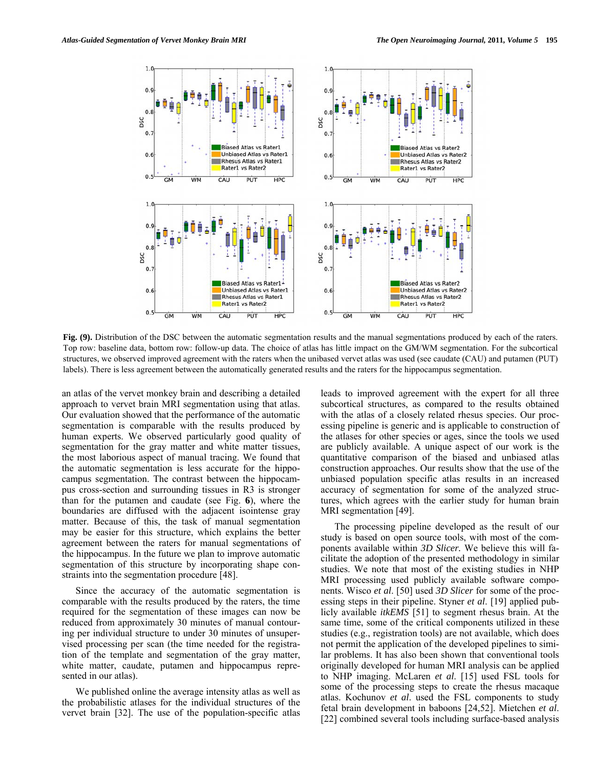**Fig. (9).** Distribution of the DSC between the automatic segmentation results and the manual segmentations produced by each of the raters. Top row: baseline data, bottom row: follow-up data. The choice of atlas has little impact on the GM/WM segmentation. For the subcortical structures, we observed improved agreement with the raters when the unibased vervet atlas was used (see caudate (CAU) and putamen (PUT) labels). There is less agreement between the automatically generated results and the raters for the hippocampus segmentation.

an atlas of the vervet monkey brain and describing a detailed approach to vervet brain MRI segmentation using that atlas. Our evaluation showed that the performance of the automatic segmentation is comparable with the results produced by human experts. We observed particularly good quality of segmentation for the gray matter and white matter tissues, the most laborious aspect of manual tracing. We found that the automatic segmentation is less accurate for the hippocampus segmentation. The contrast between the hippocampus cross-section and surrounding tissues in R3 is stronger than for the putamen and caudate (see Fig. **6**), where the boundaries are diffused with the adjacent isointense gray matter. Because of this, the task of manual segmentation may be easier for this structure, which explains the better agreement between the raters for manual segmentations of the hippocampus. In the future we plan to improve automatic segmentation of this structure by incorporating shape constraints into the segmentation procedure [48].

Since the accuracy of the automatic segmentation is comparable with the results produced by the raters, the time required for the segmentation of these images can now be reduced from approximately 30 minutes of manual contouring per individual structure to under 30 minutes of unsupervised processing per scan (the time needed for the registration of the template and segmentation of the gray matter, white matter, caudate, putamen and hippocampus represented in our atlas).

We published online the average intensity atlas as well as the probabilistic atlases for the individual structures of the vervet brain [32]. The use of the population-specific atlas leads to improved agreement with the expert for all three subcortical structures, as compared to the results obtained with the atlas of a closely related rhesus species. Our processing pipeline is generic and is applicable to construction of the atlases for other species or ages, since the tools we used are publicly available. A unique aspect of our work is the quantitative comparison of the biased and unbiased atlas construction approaches. Our results show that the use of the unbiased population specific atlas results in an increased accuracy of segmentation for some of the analyzed structures, which agrees with the earlier study for human brain MRI segmentation [49].

The processing pipeline developed as the result of our study is based on open source tools, with most of the components available within *3D Slicer.* We believe this will facilitate the adoption of the presented methodology in similar studies. We note that most of the existing studies in NHP MRI processing used publicly available software components. Wisco *et al*. [50] used *3D Slicer* for some of the processing steps in their pipeline. Styner *et al*. [19] applied publicly available *itkEMS* [51] to segment rhesus brain. At the same time, some of the critical components utilized in these studies (e.g., registration tools) are not available, which does not permit the application of the developed pipelines to similar problems. It has also been shown that conventional tools originally developed for human MRI analysis can be applied to NHP imaging. McLaren *et al*. [15] used FSL tools for some of the processing steps to create the rhesus macaque atlas. Kochunov *et al*. used the FSL components to study fetal brain development in baboons [24,52]. Mietchen *et al*. [22] combined several tools including surface-based analysis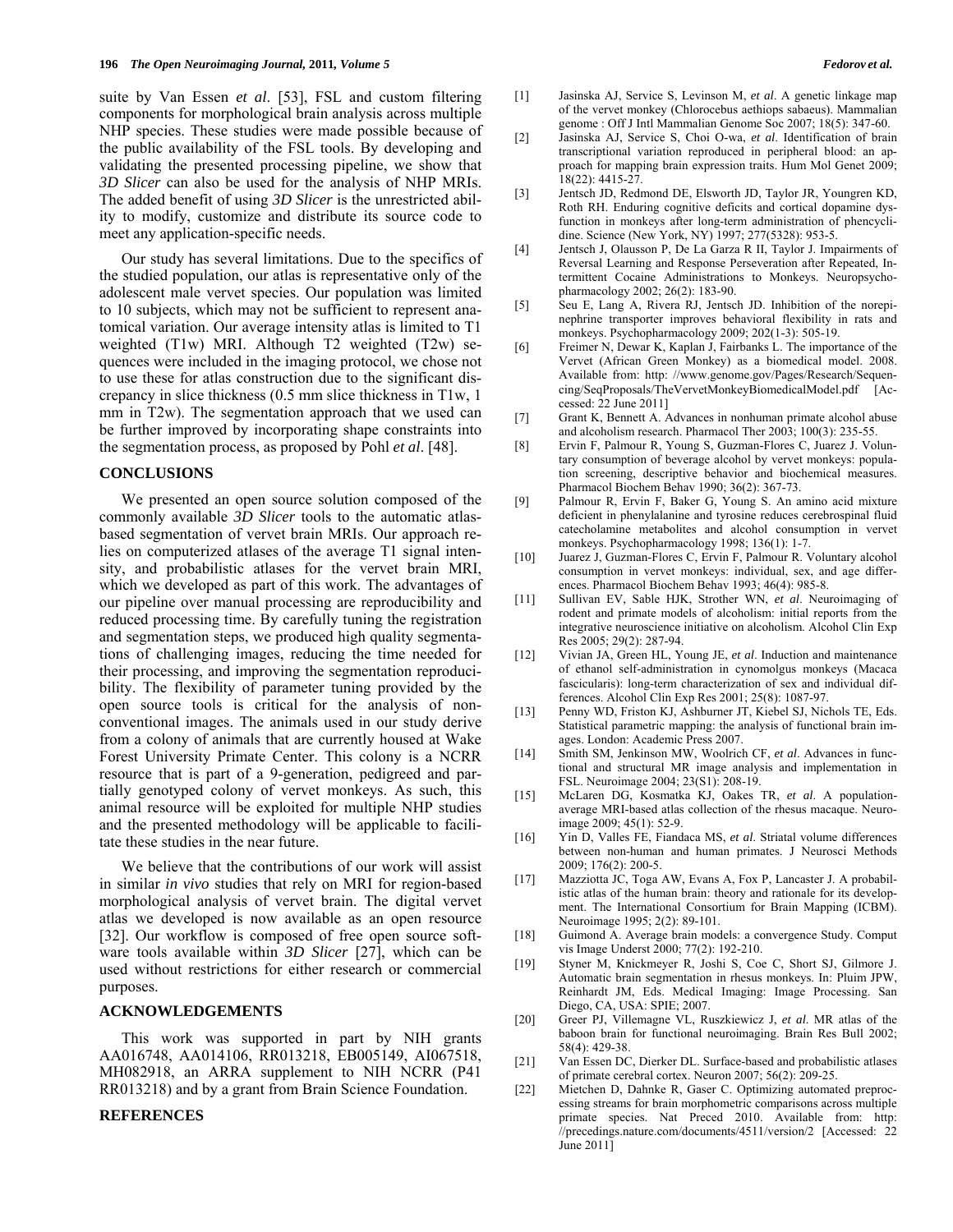suite by Van Essen *et al*. [53], FSL and custom filtering components for morphological brain analysis across multiple NHP species. These studies were made possible because of the public availability of the FSL tools. By developing and validating the presented processing pipeline, we show that *3D Slicer* can also be used for the analysis of NHP MRIs. The added benefit of using *3D Slicer* is the unrestricted ability to modify, customize and distribute its source code to meet any application-specific needs.

Our study has several limitations. Due to the specifics of the studied population, our atlas is representative only of the adolescent male vervet species. Our population was limited to 10 subjects, which may not be sufficient to represent anatomical variation. Our average intensity atlas is limited to T1 weighted (T1w) MRI. Although T2 weighted (T2w) sequences were included in the imaging protocol, we chose not to use these for atlas construction due to the significant discrepancy in slice thickness (0.5 mm slice thickness in T1w, 1 mm in T2w). The segmentation approach that we used can be further improved by incorporating shape constraints into the segmentation process, as proposed by Pohl *et al*. [48].

## CONCLUSIONS

We presented an open source solution composed of the commonly available *3D Slicer* tools to the automatic atlas-based segmentation of vervet brain MRIs. Our approach relies on computerized atlases of the average T1 signal intensity, and probabilistic atlases for the vervet brain MRI, which we developed as part of this work. The advantages of our pipeline over manual processing are reproducibility and reduced processing time. By carefully tuning the registration and segmentation steps, we produced high quality segmentations of challenging images, reducing the time needed for their processing, and improving the segmentation reproducibility. The flexibility of parameter tuning provided by the open source tools is critical for the analysis of non-conventional images. The animals used in our study derive from a colony of animals that are currently housed at Wake Forest University Primate Center. This colony is a NCRR resource that is part of a 9-generation, pedigreed and partially genotyped colony of vervet monkeys. As such, this animal resource will be exploited for multiple NHP studies and the presented methodology will be applicable to facilitate these studies in the near future.

We believe that the contributions of our work will assist in similar *in vivo* studies that rely on MRI for region-based morphological analysis of vervet brain. The digital vervet atlas we developed is now available as an open resource [32]. Our workflow is composed of free open source software tools available within *3D Slicer* [27], which can be used without restrictions for either research or commercial purposes.

## ACKNOWLEDGEMENTS

This work was supported in part by NIH grants AA016748, AA014106, RR013218, EB005149, AI067518, MH082918, an ARRA supplement to NIH NCRR (P41 RR013218) and by a grant from Brain Science Foundation.

## REFERENCES

[1] Jasinska AJ, Service S, Levinson M, *et al*. A genetic linkage map of the vervet monkey (Chlorocebus aethiops sabaeus). Mammalian genome : Off J Intl Mammalian Genome Soc 2007; 18(5): 347-60.

[2] Jasinska AJ, Service S, Choi O-wa, *et al*. Identification of brain transcriptional variation reproduced in peripheral blood: an approach for mapping brain expression traits. Hum Mol Genet 2009; 18(22): 4415-27.

[3] Jentsch JD, Redmond DE, Elsworth JD, Taylor JR, Youngren KD, Roth RH. Enduring cognitive deficits and cortical dopamine dysfunction in monkeys after long-term administration of phencyclidine. Science (New York, NY) 1997; 277(5328): 953-5.

[4] Jentsch J, Olausson P, De La Garza R II, Taylor J. Impairments of Reversal Learning and Response Perseveration after Repeated, Intermittent Cocaine Administrations to Monkeys. Neuropsychopharmacology 2002; 26(2): 183-90.

[5] Seu E, Lang A, Rivera RJ, Jentsch JD. Inhibition of the norepinephrine transporter improves behavioral flexibility in rats and monkeys. Psychopharmacology 2009; 202(1-3): 505-19.

[6] Freimer N, Dewar K, Kaplan J, Fairbanks L. The importance of the Vervet (African Green Monkey) as a biomedical model. 2008. Available from: http: //www.genome.gov/Pages/Research/Sequencing/SeqProposals/TheVervetMonkeyBiomedicalModel.pdf [Accessed: 22 June 2011]

[7] Grant K, Bennett A. Advances in nonhuman primate alcohol abuse and alcoholism research. Pharmacol Ther 2003; 100(3): 235-55.

[8] Ervin F, Palmour R, Young S, Guzman-Flores C, Juarez J. Voluntary consumption of beverage alcohol by vervet monkeys: population screening, descriptive behavior and biochemical measures. Pharmacol Biochem Behav 1990; 36(2): 367-73.

[9] Palmour R, Ervin F, Baker G, Young S. An amino acid mixture deficient in phenylalanine and tyrosine reduces cerebrospinal fluid catecholamine metabolites and alcohol consumption in vervet monkeys. Psychopharmacology 1998; 136(1): 1-7.

[10] Juarez J, Guzman-Flores C, Ervin F, Palmour R. Voluntary alcohol consumption in vervet monkeys: individual, sex, and age differences. Pharmacol Biochem Behav 1993; 46(4): 985-8.

[11] Sullivan EV, Sable HJK, Strother WN, *et al*. Neuroimaging of rodent and primate models of alcoholism: initial reports from the integrative neuroscience initiative on alcoholism. Alcohol Clin Exp Res 2005; 29(2): 287-94.

[12] Vivian JA, Green HL, Young JE, *et al*. Induction and maintenance of ethanol self-administration in cynomolgus monkeys (Macaca fascicularis): long-term characterization of sex and individual differences. Alcohol Clin Exp Res 2001; 25(8): 1087-97.

[13] Penny WD, Friston KJ, Ashburner JT, Kiebel SJ, Nichols TE, Eds. Statistical parametric mapping: the analysis of functional brain images. London: Academic Press 2007.

[14] Smith SM, Jenkinson MW, Woolrich CF, *et al*. Advances in functional and structural MR image analysis and implementation in FSL. Neuroimage 2004; 23(S1): 208-19.

[15] McLaren DG, Kosmatka KJ, Oakes TR, *et al*. A population-average MRI-based atlas collection of the rhesus macaque. Neuroimage 2009; 45(1): 52-9.

[16] Yin D, Valles FE, Fiandaca MS, *et al*. Striatal volume differences between non-human and human primates. J Neurosci Methods 2009; 176(2): 200-5.

[17] Mazziotta JC, Toga AW, Evans A, Fox P, Lancaster J. A probabilistic atlas of the human brain: theory and rationale for its development. The International Consortium for Brain Mapping (ICBM). Neuroimage 1995; 2(2): 89-101.

[18] Guimond A. Average brain models: a convergence Study. Comput vis Image Underst 2000; 77(2): 192-210.

[19] Styner M, Knickmeyer R, Joshi S, Coe C, Short SJ, Gilmore J. Automatic brain segmentation in rhesus monkeys. In: Pluim JPW, Reinhardt JM, Eds. Medical Imaging: Image Processing. San Diego, CA, USA: SPIE; 2007.

[20] Greer PJ, Villemagne VL, Ruszkiewicz J, *et al*. MR atlas of the baboon brain for functional neuroimaging. Brain Res Bull 2002; 58(4): 429-38.

[21] Van Essen DC, Dierker DL. Surface-based and probabilistic atlases of primate cerebral cortex. Neuron 2007; 56(2): 209-25.

[22] Mietchen D, Dahnke R, Gaser C. Optimizing automated preprocessing streams for brain morphometric comparisons across multiple primate species. Nat Preced 2010. Available from: http: //precedings.nature.com/documents/4511/version/2 [Accessed: 22 June 2011]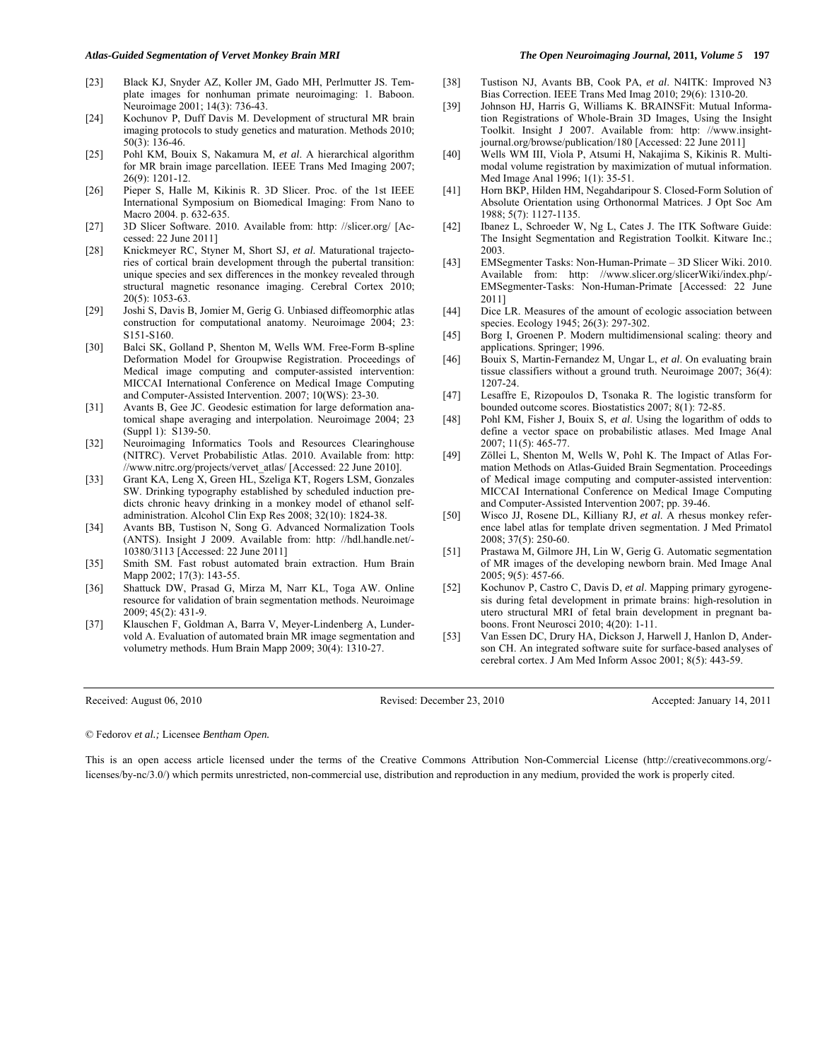[23] Black KJ, Snyder AZ, Koller JM, Gado MH, Perlmutter JS. Template images for nonhuman primate neuroimaging: 1. Baboon. Neuroimage 2001; 14(3): 736-43.

[24] Kochunov P, Duff Davis M. Development of structural MR brain imaging protocols to study genetics and maturation. Methods 2010; 50(3): 136-46.

[25] Pohl KM, Bouix S, Nakamura M, *et al*. A hierarchical algorithm for MR brain image parcellation. IEEE Trans Med Imaging 2007; 26(9): 1201-12.

[26] Pieper S, Halle M, Kikinis R. 3D Slicer. Proc. of the 1st IEEE International Symposium on Biomedical Imaging: From Nano to Macro 2004. p. 632-635.

[27] 3D Slicer Software. 2010. Available from: http: //slicer.org/ [Accessed: 22 June 2011]

[28] Knickmeyer RC, Styner M, Short SJ, *et al*. Maturational trajectories of cortical brain development through the pubertal transition: unique species and sex differences in the monkey revealed through structural magnetic resonance imaging. Cerebral Cortex 2010; 20(5): 1053-63.

[29] Joshi S, Davis B, Jomier M, Gerig G. Unbiased diffeomorphic atlas construction for computational anatomy. Neuroimage 2004; 23: S151-S160.

[30] Balci SK, Golland P, Shenton M, Wells WM. Free-Form B-spline Deformation Model for Groupwise Registration. Proceedings of Medical image computing and computer-assisted intervention: MICCAI International Conference on Medical Image Computing and Computer-Assisted Intervention. 2007; 10(WS): 23-30.

[31] Avants B, Gee JC. Geodesic estimation for large deformation anatomical shape averaging and interpolation. Neuroimage 2004; 23 (Suppl 1): S139-50.

[32] Neuroimaging Informatics Tools and Resources Clearinghouse (NITRC). Vervet Probabilistic Atlas. 2010. Available from: http: //www.nitrc.org/projects/vervet_atlas/ [Accessed: 22 June 2010].

[33] Grant KA, Leng X, Green HL, Szeliga KT, Rogers LSM, Gonzales SW. Drinking typography established by scheduled induction predicts chronic heavy drinking in a monkey model of ethanol self-administration. Alcohol Clin Exp Res 2008; 32(10): 1824-38.

[34] Avants BB, Tustison N, Song G. Advanced Normalization Tools (ANTS). Insight J 2009. Available from: http: //hdl.handle.net/-10380/3113 [Accessed: 22 June 2011]

[35] Smith SM. Fast robust automated brain extraction. Hum Brain Mapp 2002; 17(3): 143-55.

[36] Shattuck DW, Prasad G, Mirza M, Narr KL, Toga AW. Online resource for validation of brain segmentation methods. Neuroimage 2009; 45(2): 431-9.

[37] Klauschen F, Goldman A, Barra V, Meyer-Lindenberg A, Lundervold A. Evaluation of automated brain MR image segmentation and volumetry methods. Hum Brain Mapp 2009; 30(4): 1310-27.

[38] Tustison NJ, Avants BB, Cook PA, *et al*. N4ITK: Improved N3 Bias Correction. IEEE Trans Med Imag 2010; 29(6): 1310-20.

[39] Johnson HJ, Harris G, Williams K. BRAINSFit: Mutual Information Registrations of Whole-Brain 3D Images, Using the Insight Toolkit. Insight J 2007. Available from: http: //www.insight-journal.org/browse/publication/180 [Accessed: 22 June 2011]

[40] Wells WM III, Viola P, Atsumi H, Nakajima S, Kikinis R. Multi-modal volume registration by maximization of mutual information. Med Image Anal 1996; 1(1): 35-51.

[41] Horn BKP, Hilden HM, Negahdaripour S. Closed-Form Solution of Absolute Orientation using Orthonormal Matrices. J Opt Soc Am 1988; 5(7): 1127-1135.

[42] Ibanez L, Schroeder W, Ng L, Cates J. The ITK Software Guide: The Insight Segmentation and Registration Toolkit. Kitware Inc.; 2003.

[43] EMSegmenter Tasks: Non-Human-Primate – 3D Slicer Wiki. 2010. Available from: http: //www.slicer.org/slicerWiki/index.php/-EMSegmenter-Tasks: Non-Human-Primate [Accessed: 22 June 2011]

[44] Dice LR. Measures of the amount of ecologic association between species. Ecology 1945; 26(3): 297-302.

[45] Borg I, Groenen P. Modern multidimensional scaling: theory and applications. Springer; 1996.

[46] Bouix S, Martin-Fernandez M, Ungar L, *et al*. On evaluating brain tissue classifiers without a ground truth. Neuroimage 2007; 36(4): 1207-24.

[47] Lesaffre E, Rizopoulos D, Tsonaka R. The logistic transform for bounded outcome scores. Biostatistics 2007; 8(1): 72-85.

[48] Pohl KM, Fisher J, Bouix S, *et al*. Using the logarithm of odds to define a vector space on probabilistic atlases. Med Image Anal 2007; 11(5): 465-77.

[49] Zöllei L, Shenton M, Wells W, Pohl K. The Impact of Atlas Formation Methods on Atlas-Guided Brain Segmentation. Proceedings of Medical image computing and computer-assisted intervention: MICCAI International Conference on Medical Image Computing and Computer-Assisted Intervention 2007; pp. 39-46.

[50] Wisco JJ, Rosene DL, Killiany RJ, *et al*. A rhesus monkey reference label atlas for template driven segmentation. J Med Primatol 2008; 37(5): 250-60.

[51] Prastawa M, Gilmore JH, Lin W, Gerig G. Automatic segmentation of MR images of the developing newborn brain. Med Image Anal 2005; 9(5): 457-66.

[52] Kochunov P, Castro C, Davis D, *et al*. Mapping primary gyrogenesis during fetal development in primate brains: high-resolution in utero structural MRI of fetal brain development in pregnant baboons. Front Neurosci 2010; 4(20): 1-11.

[53] Van Essen DC, Drury HA, Dickson J, Harwell J, Hanlon D, Anderson CH. An integrated software suite for surface-based analyses of cerebral cortex. J Am Med Inform Assoc 2001; 8(5): 443-59.

Received: August 06, 2010 Revised: December 23, 2010 Accepted: January 14, 2011

© Fedorov *et al.;* Licensee *Bentham Open.*

This is an open access article licensed under the terms of the Creative Commons Attribution Non-Commercial License (http://creativecommons.org/-licenses/by-nc/3.0/) which permits unrestricted, non-commercial use, distribution and reproduction in any medium, provided the work is properly cited.